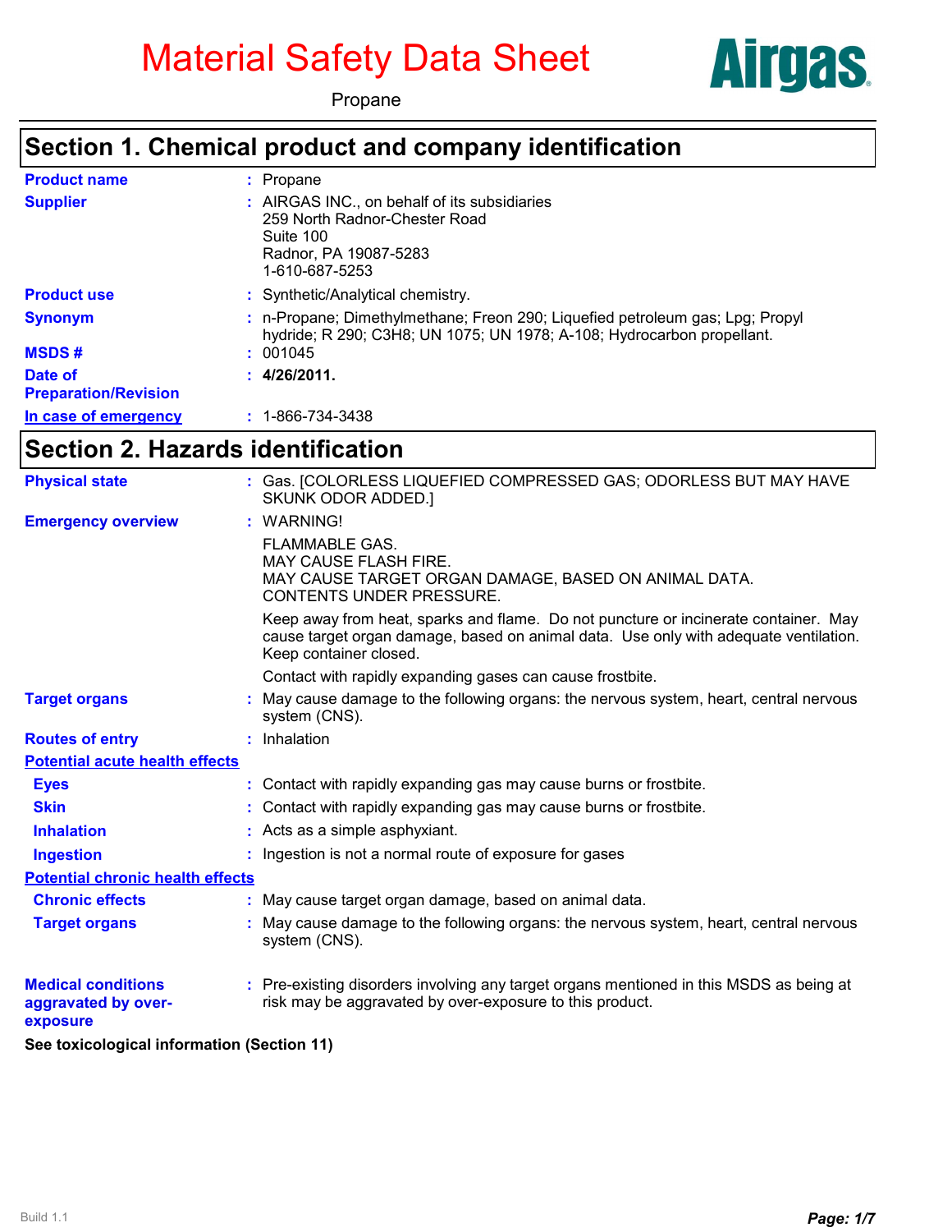# Material Safety Data Sheet

Propane

## Section 1. Chemical product and company identification

| | |
|---|---|
| **Product name** | : Propane |
| **Supplier** | : AIRGAS INC., on behalf of its subsidiaries<br>259 North Radnor-Chester Road<br>Suite 100<br>Radnor, PA 19087-5283<br>1-610-687-5253 |
| **Product use** | : Synthetic/Analytical chemistry. |
| **Synonym** | : n-Propane; Dimethylmethane; Freon 290; Liquefied petroleum gas; Lpg; Propyl hydride; R 290; C3H8; UN 1075; UN 1978; A-108; Hydrocarbon propellant. |
| **MSDS #** | : 001045 |
| **Date of Preparation/Revision** | : **4/26/2011.** |
| **In case of emergency** | : 1-866-734-3438 |

## Section 2. Hazards identification

**Physical state** : Gas. [COLORLESS LIQUEFIED COMPRESSED GAS; ODORLESS BUT MAY HAVE SKUNK ODOR ADDED.]

**Emergency overview** : WARNING!

FLAMMABLE GAS.
MAY CAUSE FLASH FIRE.
MAY CAUSE TARGET ORGAN DAMAGE, BASED ON ANIMAL DATA.
CONTENTS UNDER PRESSURE.

Keep away from heat, sparks and flame. Do not puncture or incinerate container. May cause target organ damage, based on animal data. Use only with adequate ventilation. Keep container closed.

Contact with rapidly expanding gases can cause frostbite.

**Target organs** : May cause damage to the following organs: the nervous system, heart, central nervous system (CNS).

**Routes of entry** : Inhalation

**Potential acute health effects**

- **Eyes** : Contact with rapidly expanding gas may cause burns or frostbite.
- **Skin** : Contact with rapidly expanding gas may cause burns or frostbite.
- **Inhalation** : Acts as a simple asphyxiant.
- **Ingestion** : Ingestion is not a normal route of exposure for gases

**Potential chronic health effects**

- **Chronic effects** : May cause target organ damage, based on animal data.
- **Target organs** : May cause damage to the following organs: the nervous system, heart, central nervous system (CNS).

**Medical conditions aggravated by over-exposure** : Pre-existing disorders involving any target organs mentioned in this MSDS as being at risk may be aggravated by over-exposure to this product.

**See toxicological information (Section 11)**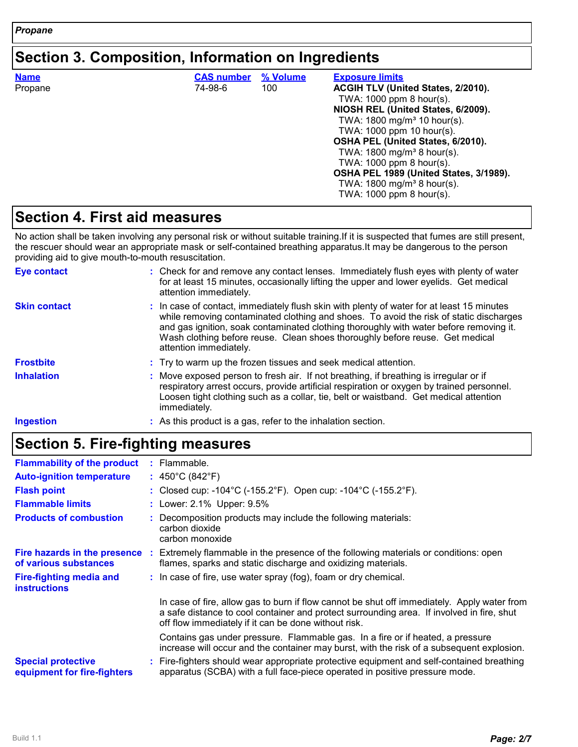## Section 3. Composition, Information on Ingredients

| Name | CAS number | % Volume | Exposure limits |
|---|---|---|---|
| Propane | 74-98-6 | 100 | **ACGIH TLV (United States, 2/2010).**<br>TWA: 1000 ppm 8 hour(s).<br>**NIOSH REL (United States, 6/2009).**<br>TWA: 1800 mg/m³ 10 hour(s).<br>TWA: 1000 ppm 10 hour(s).<br>**OSHA PEL (United States, 6/2010).**<br>TWA: 1800 mg/m³ 8 hour(s).<br>TWA: 1000 ppm 8 hour(s).<br>**OSHA PEL 1989 (United States, 3/1989).**<br>TWA: 1800 mg/m³ 8 hour(s).<br>TWA: 1000 ppm 8 hour(s). |

## Section 4. First aid measures

No action shall be taken involving any personal risk or without suitable training.If it is suspected that fumes are still present, the rescuer should wear an appropriate mask or self-contained breathing apparatus.It may be dangerous to the person providing aid to give mouth-to-mouth resuscitation.

**Eye contact** : Check for and remove any contact lenses. Immediately flush eyes with plenty of water for at least 15 minutes, occasionally lifting the upper and lower eyelids. Get medical attention immediately.

**Skin contact** : In case of contact, immediately flush skin with plenty of water for at least 15 minutes while removing contaminated clothing and shoes. To avoid the risk of static discharges and gas ignition, soak contaminated clothing thoroughly with water before removing it. Wash clothing before reuse. Clean shoes thoroughly before reuse. Get medical attention immediately.

**Frostbite** : Try to warm up the frozen tissues and seek medical attention.

**Inhalation** : Move exposed person to fresh air. If not breathing, if breathing is irregular or if respiratory arrest occurs, provide artificial respiration or oxygen by trained personnel. Loosen tight clothing such as a collar, tie, belt or waistband. Get medical attention immediately.

**Ingestion** : As this product is a gas, refer to the inhalation section.

## Section 5. Fire-fighting measures

**Flammability of the product** : Flammable.

**Auto-ignition temperature** : 450°C (842°F)

**Flash point** : Closed cup: -104°C (-155.2°F). Open cup: -104°C (-155.2°F).

**Flammable limits** : Lower: 2.1% Upper: 9.5%

**Products of combustion** : Decomposition products may include the following materials:
carbon dioxide
carbon monoxide

**Fire hazards in the presence of various substances** : Extremely flammable in the presence of the following materials or conditions: open flames, sparks and static discharge and oxidizing materials.

**Fire-fighting media and instructions** : In case of fire, use water spray (fog), foam or dry chemical.

In case of fire, allow gas to burn if flow cannot be shut off immediately. Apply water from a safe distance to cool container and protect surrounding area. If involved in fire, shut off flow immediately if it can be done without risk.

Contains gas under pressure. Flammable gas. In a fire or if heated, a pressure increase will occur and the container may burst, with the risk of a subsequent explosion.

**Special protective equipment for fire-fighters** : Fire-fighters should wear appropriate protective equipment and self-contained breathing apparatus (SCBA) with a full face-piece operated in positive pressure mode.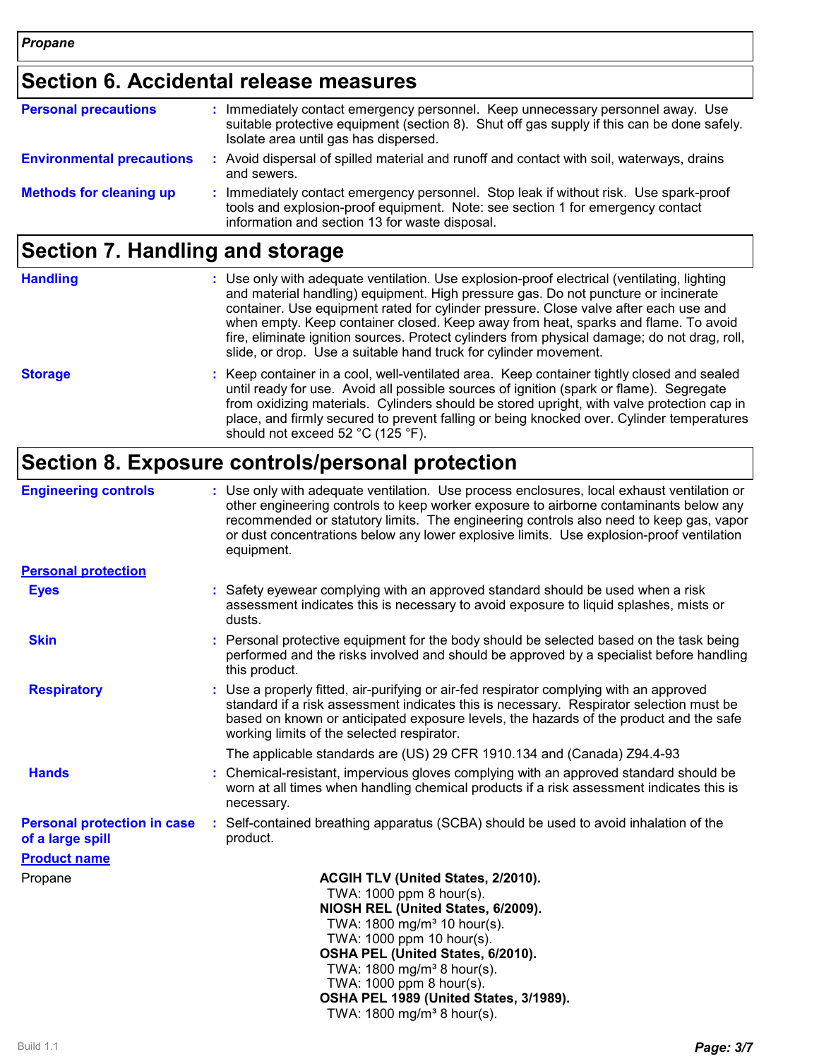## Section 6. Accidental release measures

| | |
|---|---|
| **Personal precautions** | Immediately contact emergency personnel. Keep unnecessary personnel away. Use suitable protective equipment (section 8). Shut off gas supply if this can be done safely. Isolate area until gas has dispersed. |
| **Environmental precautions** | Avoid dispersal of spilled material and runoff and contact with soil, waterways, drains and sewers. |
| **Methods for cleaning up** | Immediately contact emergency personnel. Stop leak if without risk. Use spark-proof tools and explosion-proof equipment. Note: see section 1 for emergency contact information and section 13 for waste disposal. |

## Section 7. Handling and storage

| | |
|---|---|
| **Handling** | Use only with adequate ventilation. Use explosion-proof electrical (ventilating, lighting and material handling) equipment. High pressure gas. Do not puncture or incinerate container. Use equipment rated for cylinder pressure. Close valve after each use and when empty. Keep container closed. Keep away from heat, sparks and flame. To avoid fire, eliminate ignition sources. Protect cylinders from physical damage; do not drag, roll, slide, or drop. Use a suitable hand truck for cylinder movement. |
| **Storage** | Keep container in a cool, well-ventilated area. Keep container tightly closed and sealed until ready for use. Avoid all possible sources of ignition (spark or flame). Segregate from oxidizing materials. Cylinders should be stored upright, with valve protection cap in place, and firmly secured to prevent falling or being knocked over. Cylinder temperatures should not exceed 52 °C (125 °F). |

## Section 8. Exposure controls/personal protection

| | |
|---|---|
| **Engineering controls** | Use only with adequate ventilation. Use process enclosures, local exhaust ventilation or other engineering controls to keep worker exposure to airborne contaminants below any recommended or statutory limits. The engineering controls also need to keep gas, vapor or dust concentrations below any lower explosive limits. Use explosion-proof ventilation equipment. |

**Personal protection**

| | |
|---|---|
| **Eyes** | Safety eyewear complying with an approved standard should be used when a risk assessment indicates this is necessary to avoid exposure to liquid splashes, mists or dusts. |
| **Skin** | Personal protective equipment for the body should be selected based on the task being performed and the risks involved and should be approved by a specialist before handling this product. |
| **Respiratory** | Use a properly fitted, air-purifying or air-fed respirator complying with an approved standard if a risk assessment indicates this is necessary. Respirator selection must be based on known or anticipated exposure levels, the hazards of the product and the safe working limits of the selected respirator.<br><br>The applicable standards are (US) 29 CFR 1910.134 and (Canada) Z94.4-93 |
| **Hands** | Chemical-resistant, impervious gloves complying with an approved standard should be worn at all times when handling chemical products if a risk assessment indicates this is necessary. |
| **Personal protection in case of a large spill** | Self-contained breathing apparatus (SCBA) should be used to avoid inhalation of the product. |

| **Product name** | |
|---|---|
| Propane | **ACGIH TLV (United States, 2/2010).**<br>TWA: 1000 ppm 8 hour(s).<br>**NIOSH REL (United States, 6/2009).**<br>TWA: 1800 mg/m³ 10 hour(s).<br>TWA: 1000 ppm 10 hour(s).<br>**OSHA PEL (United States, 6/2010).**<br>TWA: 1800 mg/m³ 8 hour(s).<br>TWA: 1000 ppm 8 hour(s).<br>**OSHA PEL 1989 (United States, 3/1989).**<br>TWA: 1800 mg/m³ 8 hour(s). |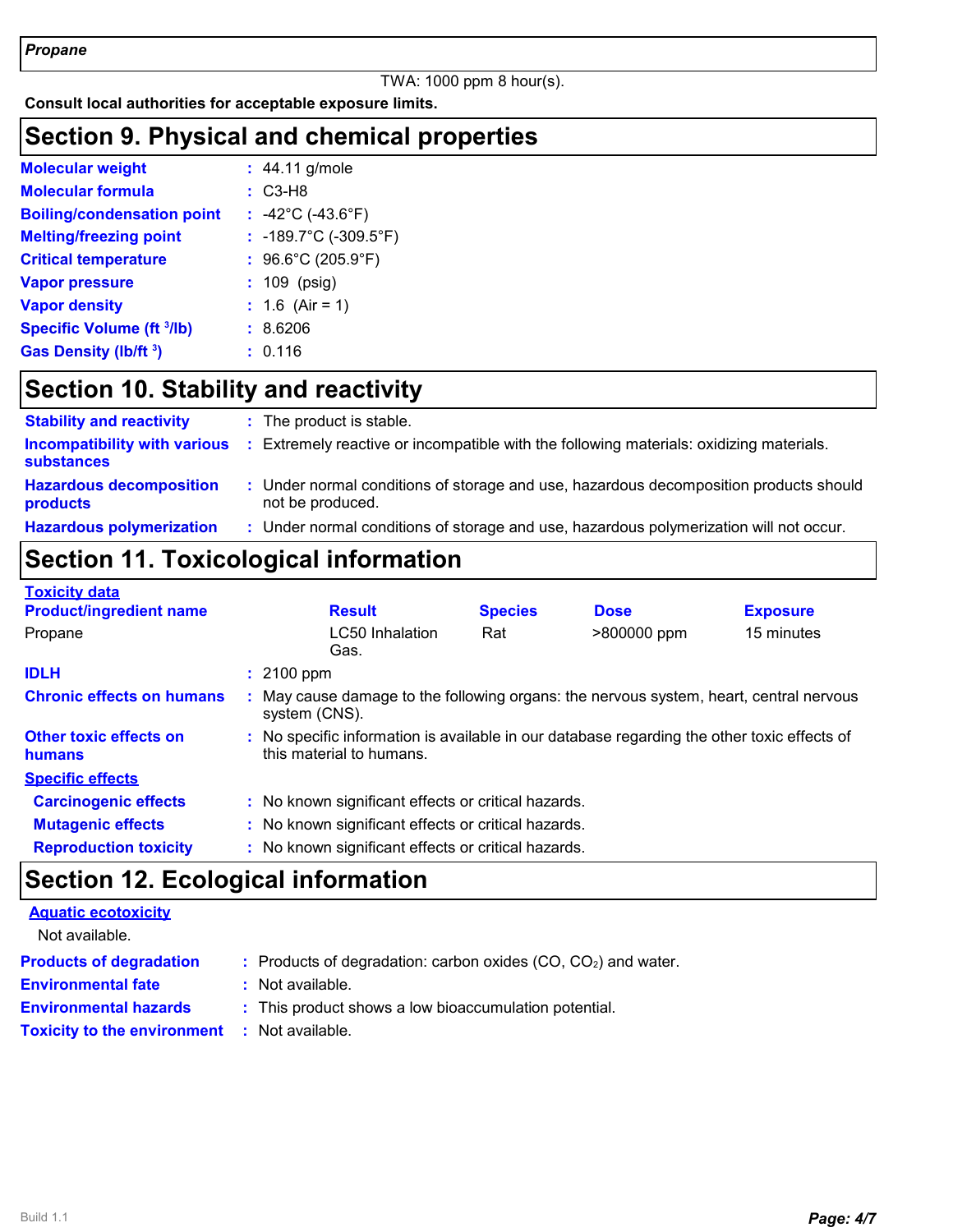TWA: 1000 ppm 8 hour(s).

**Consult local authorities for acceptable exposure limits.**

## Section 9. Physical and chemical properties

| | |
|---|---|
| **Molecular weight** | : 44.11 g/mole |
| **Molecular formula** | : C3-H8 |
| **Boiling/condensation point** | : -42°C (-43.6°F) |
| **Melting/freezing point** | : -189.7°C (-309.5°F) |
| **Critical temperature** | : 96.6°C (205.9°F) |
| **Vapor pressure** | : 109 (psig) |
| **Vapor density** | : 1.6 (Air = 1) |
| **Specific Volume ($ft^3$/lb)** | : 8.6206 |
| **Gas Density (lb/$ft^3$)** | : 0.116 |

## Section 10. Stability and reactivity

| | |
|---|---|
| **Stability and reactivity** | : The product is stable. |
| **Incompatibility with various substances** | : Extremely reactive or incompatible with the following materials: oxidizing materials. |
| **Hazardous decomposition products** | : Under normal conditions of storage and use, hazardous decomposition products should not be produced. |
| **Hazardous polymerization** | : Under normal conditions of storage and use, hazardous polymerization will not occur. |

## Section 11. Toxicological information

**Toxicity data**

| Product/ingredient name | Result | Species | Dose | Exposure |
|---|---|---|---|---|
| Propane | LC50 Inhalation Gas. | Rat | >800000 ppm | 15 minutes |

| | |
|---|---|
| **IDLH** | : 2100 ppm |
| **Chronic effects on humans** | : May cause damage to the following organs: the nervous system, heart, central nervous system (CNS). |
| **Other toxic effects on humans** | : No specific information is available in our database regarding the other toxic effects of this material to humans. |

**Specific effects**

| | |
|---|---|
| **Carcinogenic effects** | : No known significant effects or critical hazards. |
| **Mutagenic effects** | : No known significant effects or critical hazards. |
| **Reproduction toxicity** | : No known significant effects or critical hazards. |

## Section 12. Ecological information

**Aquatic ecotoxicity**

Not available.

| | |
|---|---|
| **Products of degradation** | : Products of degradation: carbon oxides (CO, $CO_2$) and water. |
| **Environmental fate** | : Not available. |
| **Environmental hazards** | : This product shows a low bioaccumulation potential. |
| **Toxicity to the environment** | : Not available. |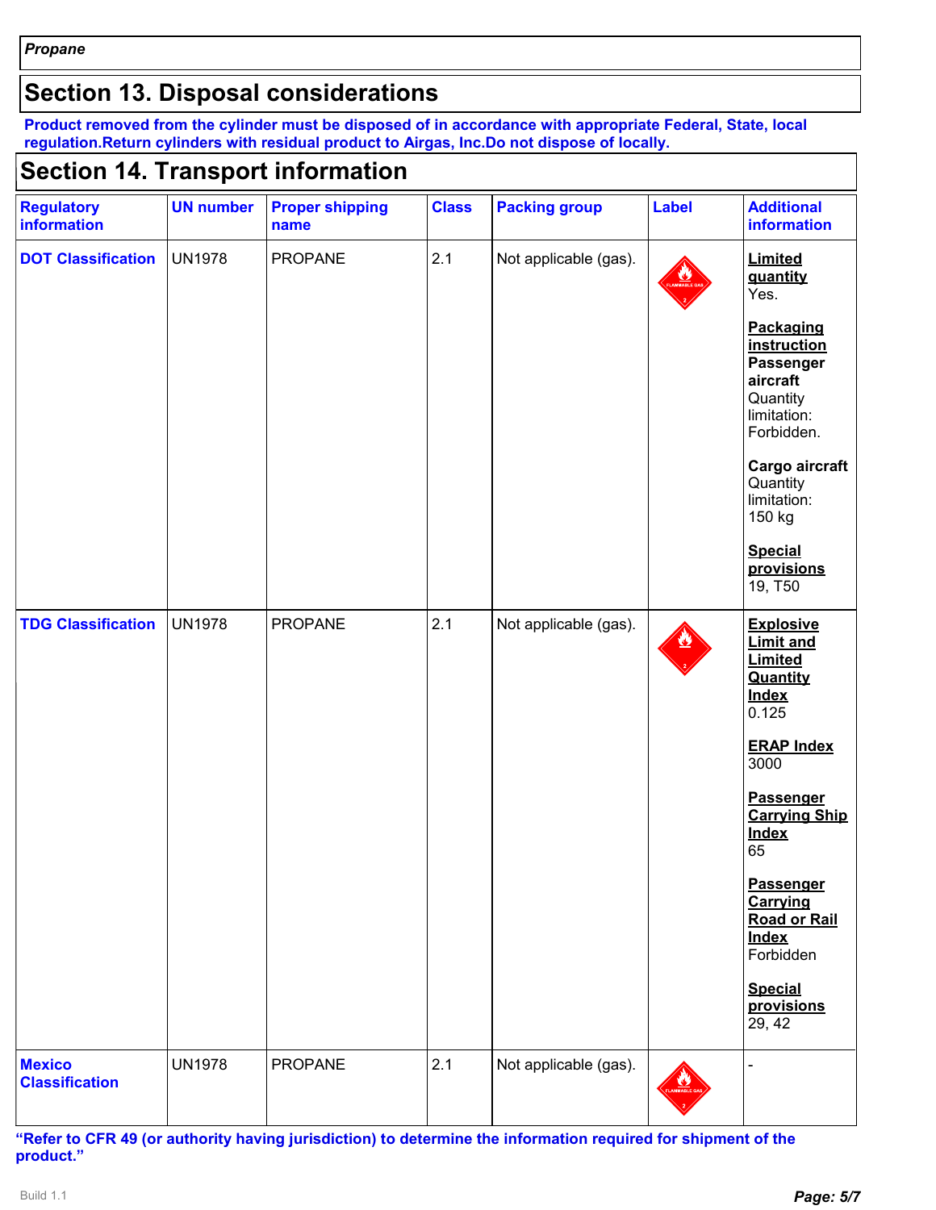*Propane*

## Section 13. Disposal considerations

**Product removed from the cylinder must be disposed of in accordance with appropriate Federal, State, local regulation.Return cylinders with residual product to Airgas, Inc.Do not dispose of locally.**

## Section 14. Transport information

| Regulatory information | UN number | Proper shipping name | Class | Packing group | Label | Additional information |
|---|---|---|---|---|---|---|
| **DOT Classification** | UN1978 | PROPANE | 2.1 | Not applicable (gas). | | **Limited quantity** Yes. **Packaging instruction** **Passenger aircraft** Quantity limitation: Forbidden. **Cargo aircraft** Quantity limitation: 150 kg **Special provisions** 19, T50 |
| **TDG Classification** | UN1978 | PROPANE | 2.1 | Not applicable (gas). | | **Explosive Limit and Limited Quantity Index** 0.125 **ERAP Index** 3000 **Passenger Carrying Ship Index** 65 **Passenger Carrying Road or Rail Index** Forbidden **Special provisions** 29, 42 |
| **Mexico Classification** | UN1978 | PROPANE | 2.1 | Not applicable (gas). | | - |

**"Refer to CFR 49 (or authority having jurisdiction) to determine the information required for shipment of the product."**

Build 1.1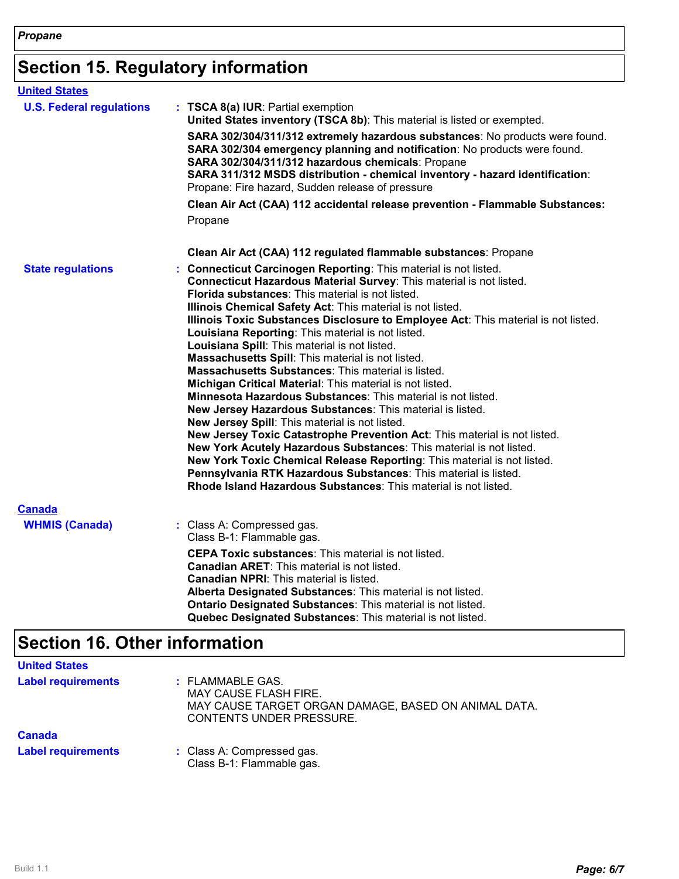## Section 15. Regulatory information

### United States

**U.S. Federal regulations**

: **TSCA 8(a) IUR**: Partial exemption
**United States inventory (TSCA 8b)**: This material is listed or exempted.

**SARA 302/304/311/312 extremely hazardous substances**: No products were found.
**SARA 302/304 emergency planning and notification**: No products were found.
**SARA 302/304/311/312 hazardous chemicals**: Propane
**SARA 311/312 MSDS distribution - chemical inventory - hazard identification**: Propane: Fire hazard, Sudden release of pressure

**Clean Air Act (CAA) 112 accidental release prevention - Flammable Substances:** Propane

**Clean Air Act (CAA) 112 regulated flammable substances**: Propane

**State regulations**

: **Connecticut Carcinogen Reporting**: This material is not listed.
**Connecticut Hazardous Material Survey**: This material is not listed.
**Florida substances**: This material is not listed.
**Illinois Chemical Safety Act**: This material is not listed.
**Illinois Toxic Substances Disclosure to Employee Act**: This material is not listed.
**Louisiana Reporting**: This material is not listed.
**Louisiana Spill**: This material is not listed.
**Massachusetts Spill**: This material is not listed.
**Massachusetts Substances**: This material is listed.
**Michigan Critical Material**: This material is not listed.
**Minnesota Hazardous Substances**: This material is not listed.
**New Jersey Hazardous Substances**: This material is listed.
**New Jersey Spill**: This material is not listed.
**New Jersey Toxic Catastrophe Prevention Act**: This material is not listed.
**New York Acutely Hazardous Substances**: This material is not listed.
**New York Toxic Chemical Release Reporting**: This material is not listed.
**Pennsylvania RTK Hazardous Substances**: This material is listed.
**Rhode Island Hazardous Substances**: This material is not listed.

### Canada

**WHMIS (Canada)**

: Class A: Compressed gas.
Class B-1: Flammable gas.

**CEPA Toxic substances**: This material is not listed.
**Canadian ARET**: This material is not listed.
**Canadian NPRI**: This material is listed.
**Alberta Designated Substances**: This material is not listed.
**Ontario Designated Substances**: This material is not listed.
**Quebec Designated Substances**: This material is not listed.

## Section 16. Other information

### United States

**Label requirements**

: FLAMMABLE GAS.
MAY CAUSE FLASH FIRE.
MAY CAUSE TARGET ORGAN DAMAGE, BASED ON ANIMAL DATA.
CONTENTS UNDER PRESSURE.

### Canada

**Label requirements**

: Class A: Compressed gas.
Class B-1: Flammable gas.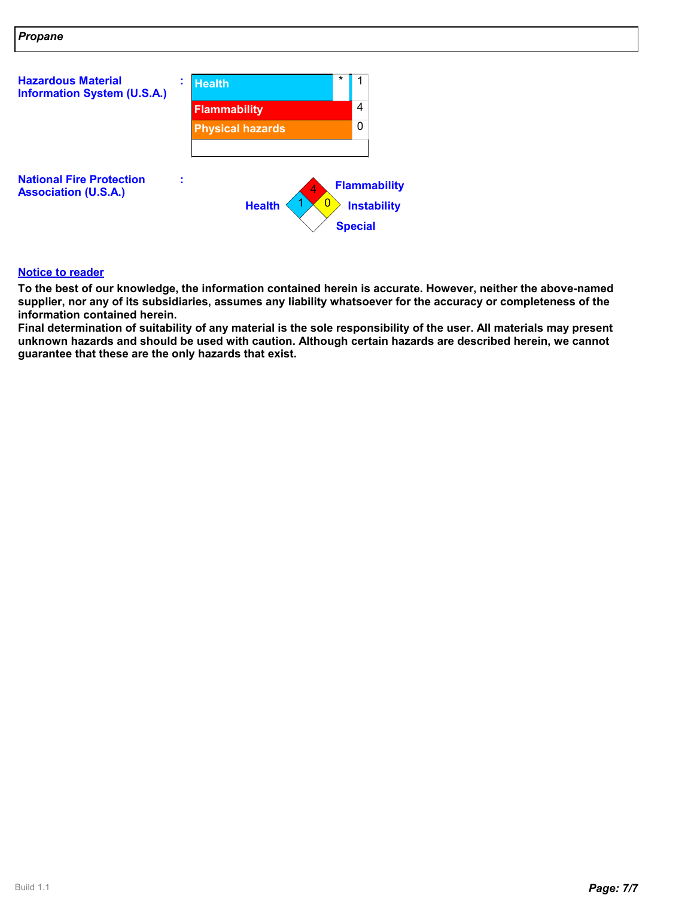***Propane***

**Hazardous Material Information System (U.S.A.)** :

| | | |
|---|---|---|
| Health | * | 1 |
| Flammability | | 4 |
| Physical hazards | | 0 |
| | | |

**National Fire Protection Association (U.S.A.)** :

Health 1
Flammability 4
Instability 0
Special

**Notice to reader**

**To the best of our knowledge, the information contained herein is accurate. However, neither the above-named supplier, nor any of its subsidiaries, assumes any liability whatsoever for the accuracy or completeness of the information contained herein.**
**Final determination of suitability of any material is the sole responsibility of the user. All materials may present unknown hazards and should be used with caution. Although certain hazards are described herein, we cannot guarantee that these are the only hazards that exist.**

Build 1.1